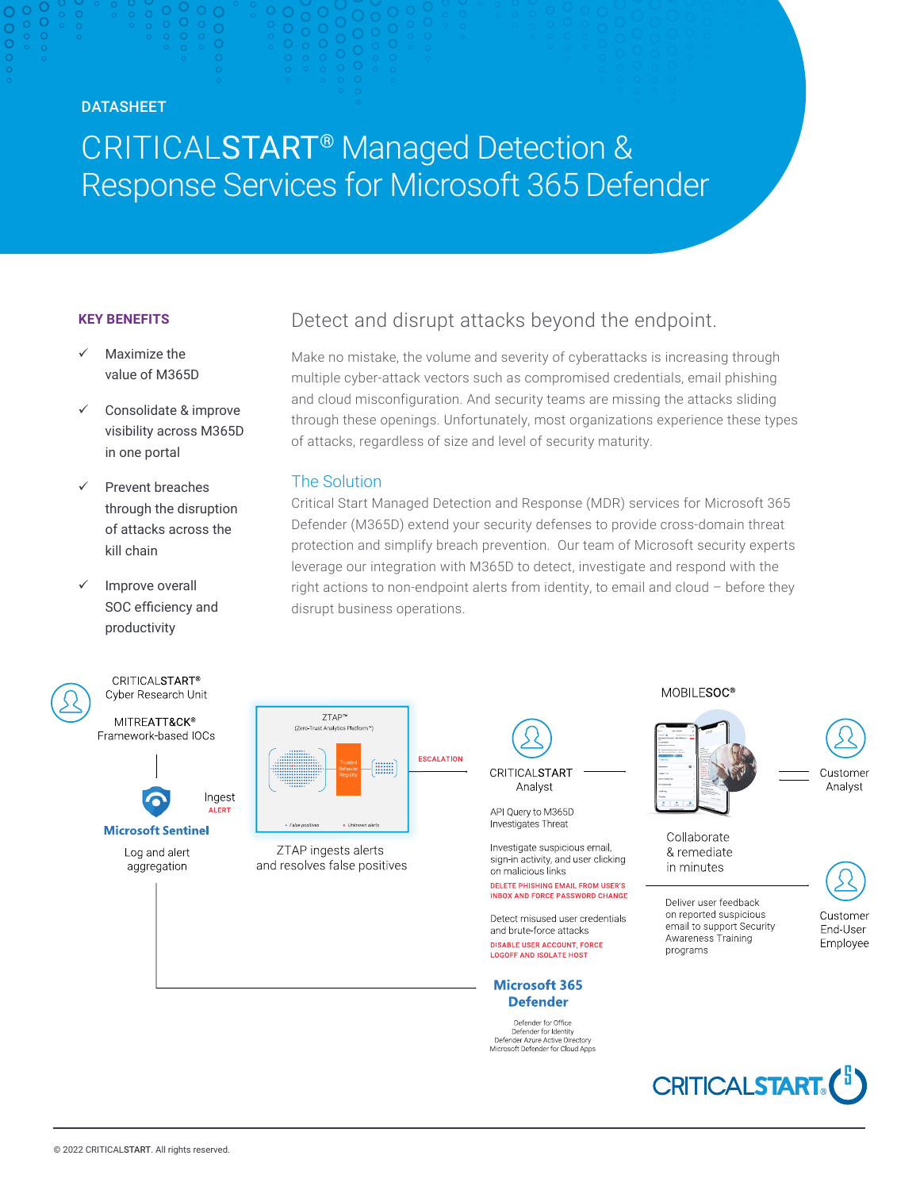DATASHEET

# CRITICALSTART® Managed Detection & Response Services for Microsoft 365 Defender

**KEY BENEFITS**

- ✓ Maximize the value of M365D
- ✓ Consolidate & improve visibility across M365D in one portal
- ✓ Prevent breaches through the disruption of attacks across the kill chain
- ✓ Improve overall SOC efficiency and productivity

## Detect and disrupt attacks beyond the endpoint.

Make no mistake, the volume and severity of cyberattacks is increasing through multiple cyber-attack vectors such as compromised credentials, email phishing and cloud misconfiguration. And security teams are missing the attacks sliding through these openings. Unfortunately, most organizations experience these types of attacks, regardless of size and level of security maturity.

### The Solution

Critical Start Managed Detection and Response (MDR) services for Microsoft 365 Defender (M365D) extend your security defenses to provide cross-domain threat protection and simplify breach prevention. Our team of Microsoft security experts leverage our integration with M365D to detect, investigate and respond with the right actions to non-endpoint alerts from identity, to email and cloud – before they disrupt business operations.

CRITICALSTART® Cyber Research Unit

MITREATT&CK® Framework-based IOCs

Ingest ALERT

Microsoft Sentinel

Log and alert aggregation

ZTAP™ (Zero-Trust Analytics Platform™)

Trusted Behavior Registry

False positives · Unknown alerts

ZTAP ingests alerts and resolves false positives

ESCALATION

CRITICALSTART Analyst

API Query to M365D Investigates Threat

Investigate suspicious email, sign-in activity, and user clicking on malicious links

DELETE PHISHING EMAIL FROM USER'S INBOX AND FORCE PASSWORD CHANGE

Detect misused user credentials and brute-force attacks

DISABLE USER ACCOUNT, FORCE LOGOFF AND ISOLATE HOST

MOBILESOC®

Collaborate & remediate in minutes

Customer Analyst

Deliver user feedback on reported suspicious email to support Security Awareness Training programs

Customer End-User Employee

Microsoft 365 Defender

Defender for Office
Defender for Identity
Defender Azure Active Directory
Microsoft Defender for Cloud Apps

CRITICALSTART

© 2022 CRITICALSTART. All rights reserved.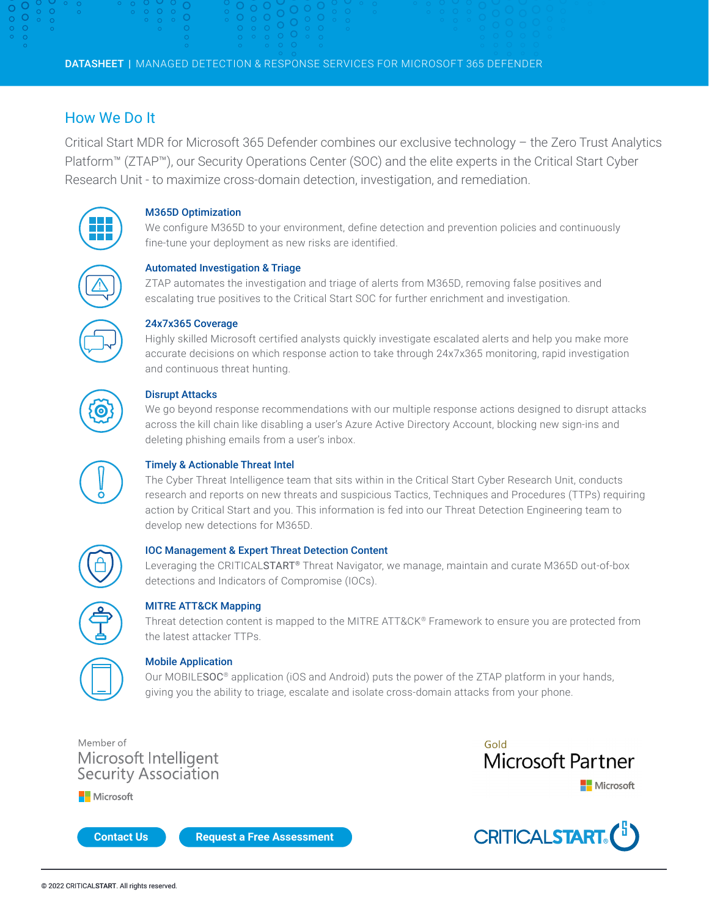## How We Do It

Critical Start MDR for Microsoft 365 Defender combines our exclusive technology – the Zero Trust Analytics Platform™ (ZTAP™), our Security Operations Center (SOC) and the elite experts in the Critical Start Cyber Research Unit - to maximize cross-domain detection, investigation, and remediation.

### M365D Optimization

We configure M365D to your environment, define detection and prevention policies and continuously fine-tune your deployment as new risks are identified.

### Automated Investigation & Triage

ZTAP automates the investigation and triage of alerts from M365D, removing false positives and escalating true positives to the Critical Start SOC for further enrichment and investigation.

### 24x7x365 Coverage

Highly skilled Microsoft certified analysts quickly investigate escalated alerts and help you make more accurate decisions on which response action to take through 24x7x365 monitoring, rapid investigation and continuous threat hunting.

### Disrupt Attacks

We go beyond response recommendations with our multiple response actions designed to disrupt attacks across the kill chain like disabling a user's Azure Active Directory Account, blocking new sign-ins and deleting phishing emails from a user's inbox.

### Timely & Actionable Threat Intel

The Cyber Threat Intelligence team that sits within in the Critical Start Cyber Research Unit, conducts research and reports on new threats and suspicious Tactics, Techniques and Procedures (TTPs) requiring action by Critical Start and you. This information is fed into our Threat Detection Engineering team to develop new detections for M365D.

### IOC Management & Expert Threat Detection Content

Leveraging the CRITICALSTART® Threat Navigator, we manage, maintain and curate M365D out-of-box detections and Indicators of Compromise (IOCs).

### MITRE ATT&CK Mapping

Threat detection content is mapped to the MITRE ATT&CK® Framework to ensure you are protected from the latest attacker TTPs.

### Mobile Application

Our MOBILESOC® application (iOS and Android) puts the power of the ZTAP platform in your hands, giving you the ability to triage, escalate and isolate cross-domain attacks from your phone.

Member of Microsoft Intelligent Security Association

Microsoft

Gold Microsoft Partner

Microsoft

Contact Us

Request a Free Assessment

CRITICALSTART®

© 2022 CRITICALSTART. All rights reserved.